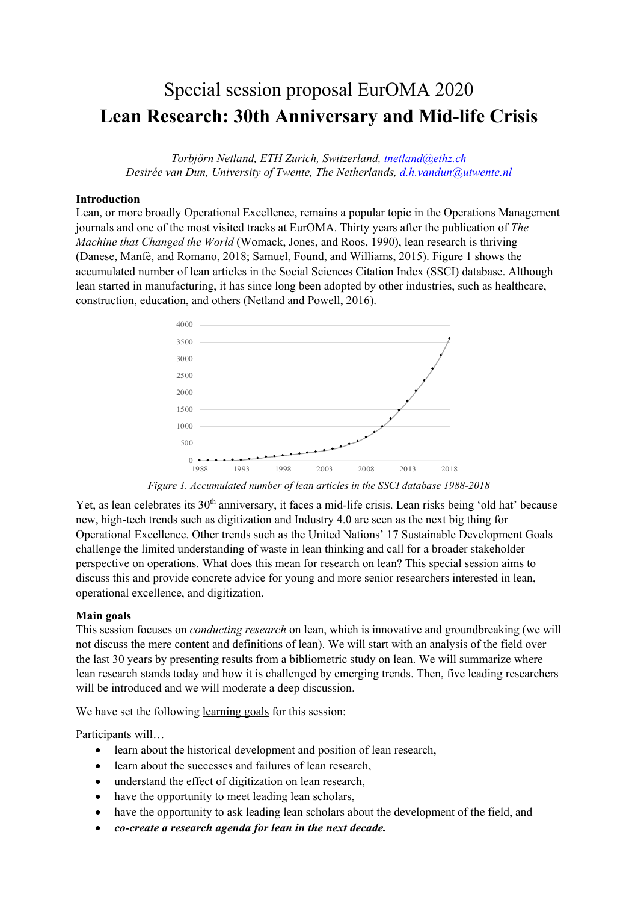# Special session proposal EurOMA 2020

# Lean Research: 30th Anniversary and Mid-life Crisis

*Torbjörn Netland, ETH Zurich, Switzerland, tnetland@ethz.ch*
*Desirée van Dun, University of Twente, The Netherlands, d.h.vandun@utwente.nl*

**Introduction**

Lean, or more broadly Operational Excellence, remains a popular topic in the Operations Management journals and one of the most visited tracks at EurOMA. Thirty years after the publication of *The Machine that Changed the World* (Womack, Jones, and Roos, 1990), lean research is thriving (Danese, Manfè, and Romano, 2018; Samuel, Found, and Williams, 2015). Figure 1 shows the accumulated number of lean articles in the Social Sciences Citation Index (SSCI) database. Although lean started in manufacturing, it has since long been adopted by other industries, such as healthcare, construction, education, and others (Netland and Powell, 2016).

*Figure 1. Accumulated number of lean articles in the SSCI database 1988-2018*

Yet, as lean celebrates its 30th anniversary, it faces a mid-life crisis. Lean risks being 'old hat' because new, high-tech trends such as digitization and Industry 4.0 are seen as the next big thing for Operational Excellence. Other trends such as the United Nations' 17 Sustainable Development Goals challenge the limited understanding of waste in lean thinking and call for a broader stakeholder perspective on operations. What does this mean for research on lean? This special session aims to discuss this and provide concrete advice for young and more senior researchers interested in lean, operational excellence, and digitization.

**Main goals**

This session focuses on *conducting research* on lean, which is innovative and groundbreaking (we will not discuss the mere content and definitions of lean). We will start with an analysis of the field over the last 30 years by presenting results from a bibliometric study on lean. We will summarize where lean research stands today and how it is challenged by emerging trends. Then, five leading researchers will be introduced and we will moderate a deep discussion.

We have set the following learning goals for this session:

Participants will…

- learn about the historical development and position of lean research,
- learn about the successes and failures of lean research,
- understand the effect of digitization on lean research,
- have the opportunity to meet leading lean scholars,
- have the opportunity to ask leading lean scholars about the development of the field, and
- ***co-create a research agenda for lean in the next decade.***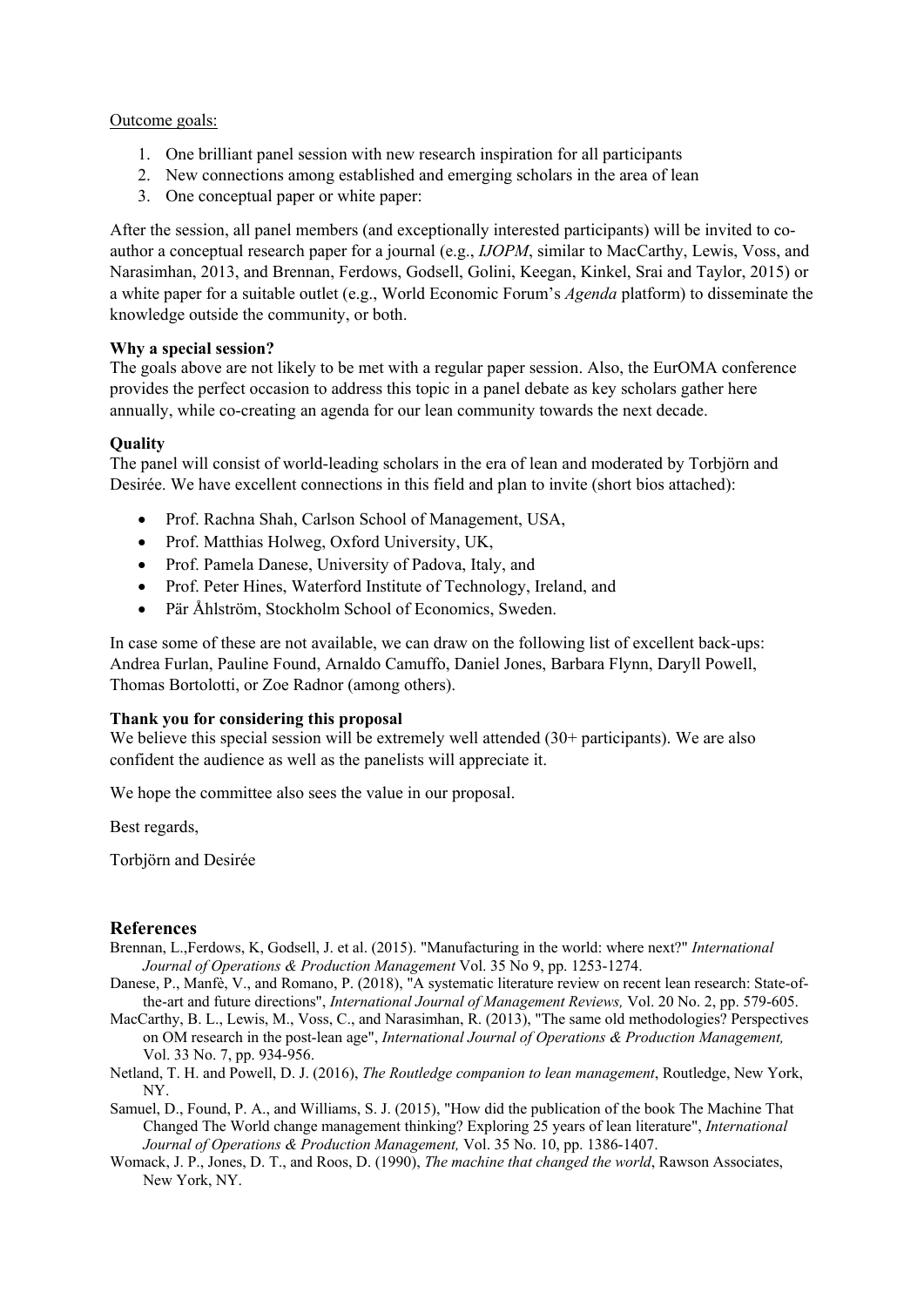Outcome goals:

1. One brilliant panel session with new research inspiration for all participants
2. New connections among established and emerging scholars in the area of lean
3. One conceptual paper or white paper:

After the session, all panel members (and exceptionally interested participants) will be invited to co-author a conceptual research paper for a journal (e.g., *IJOPM*, similar to MacCarthy, Lewis, Voss, and Narasimhan, 2013, and Brennan, Ferdows, Godsell, Golini, Keegan, Kinkel, Srai and Taylor, 2015) or a white paper for a suitable outlet (e.g., World Economic Forum's *Agenda* platform) to disseminate the knowledge outside the community, or both.

**Why a special session?**

The goals above are not likely to be met with a regular paper session. Also, the EurOMA conference provides the perfect occasion to address this topic in a panel debate as key scholars gather here annually, while co-creating an agenda for our lean community towards the next decade.

**Quality**

The panel will consist of world-leading scholars in the era of lean and moderated by Torbjörn and Desirée. We have excellent connections in this field and plan to invite (short bios attached):

- Prof. Rachna Shah, Carlson School of Management, USA,
- Prof. Matthias Holweg, Oxford University, UK,
- Prof. Pamela Danese, University of Padova, Italy, and
- Prof. Peter Hines, Waterford Institute of Technology, Ireland, and
- Pär Åhlström, Stockholm School of Economics, Sweden.

In case some of these are not available, we can draw on the following list of excellent back-ups: Andrea Furlan, Pauline Found, Arnaldo Camuffo, Daniel Jones, Barbara Flynn, Daryll Powell, Thomas Bortolotti, or Zoe Radnor (among others).

**Thank you for considering this proposal**

We believe this special session will be extremely well attended (30+ participants). We are also confident the audience as well as the panelists will appreciate it.

We hope the committee also sees the value in our proposal.

Best regards,

Torbjörn and Desirée

## References

Brennan, L.,Ferdows, K, Godsell, J. et al. (2015). "Manufacturing in the world: where next?" *International Journal of Operations & Production Management* Vol. 35 No 9, pp. 1253-1274.

Danese, P., Manfè, V., and Romano, P. (2018), "A systematic literature review on recent lean research: State-of-the-art and future directions", *International Journal of Management Reviews,* Vol. 20 No. 2, pp. 579-605.

MacCarthy, B. L., Lewis, M., Voss, C., and Narasimhan, R. (2013), "The same old methodologies? Perspectives on OM research in the post-lean age", *International Journal of Operations & Production Management,* Vol. 33 No. 7, pp. 934-956.

Netland, T. H. and Powell, D. J. (2016), *The Routledge companion to lean management*, Routledge, New York, NY.

Samuel, D., Found, P. A., and Williams, S. J. (2015), "How did the publication of the book The Machine That Changed The World change management thinking? Exploring 25 years of lean literature", *International Journal of Operations & Production Management,* Vol. 35 No. 10, pp. 1386-1407.

Womack, J. P., Jones, D. T., and Roos, D. (1990), *The machine that changed the world*, Rawson Associates, New York, NY.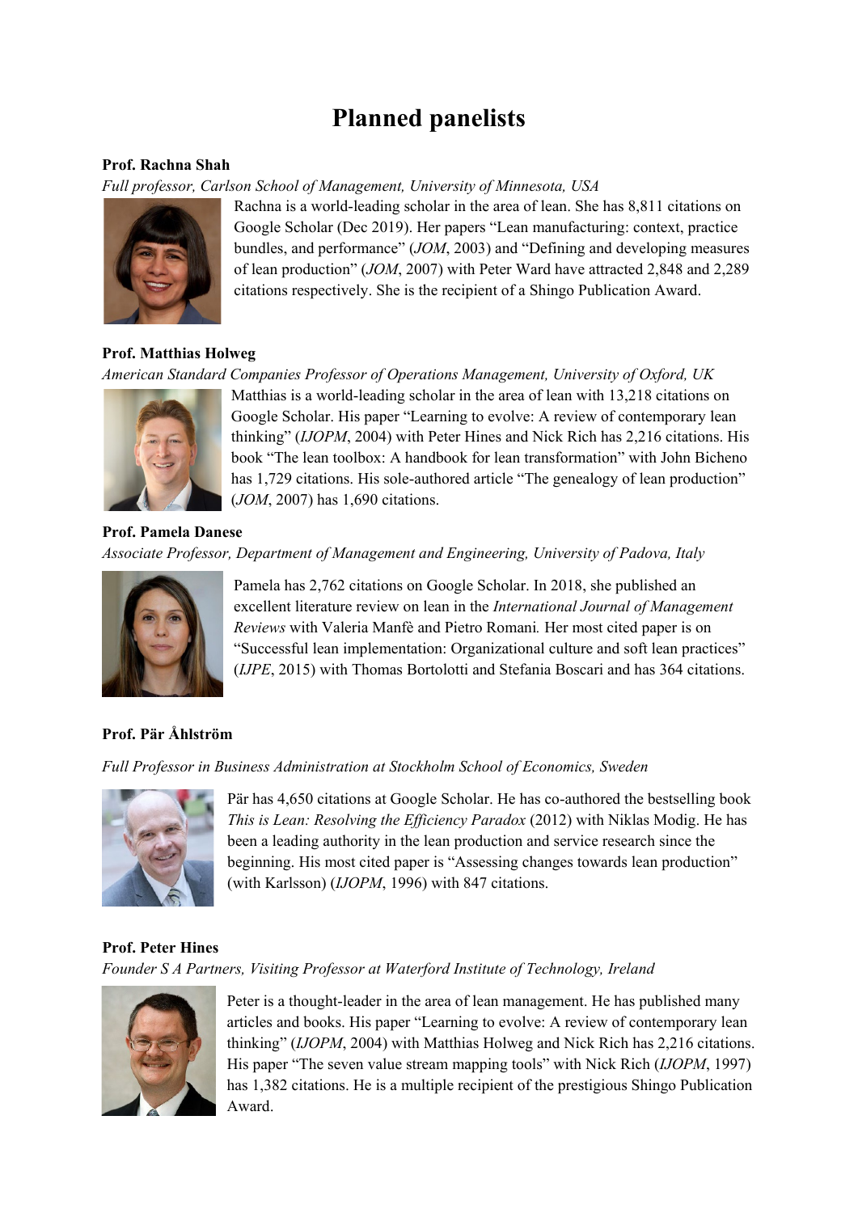# Planned panelists

**Prof. Rachna Shah**

*Full professor, Carlson School of Management, University of Minnesota, USA*

Rachna is a world-leading scholar in the area of lean. She has 8,811 citations on Google Scholar (Dec 2019). Her papers "Lean manufacturing: context, practice bundles, and performance" (*JOM*, 2003) and "Defining and developing measures of lean production" (*JOM*, 2007) with Peter Ward have attracted 2,848 and 2,289 citations respectively. She is the recipient of a Shingo Publication Award.

**Prof. Matthias Holweg**

*American Standard Companies Professor of Operations Management, University of Oxford, UK*

Matthias is a world-leading scholar in the area of lean with 13,218 citations on Google Scholar. His paper "Learning to evolve: A review of contemporary lean thinking" (*IJOPM*, 2004) with Peter Hines and Nick Rich has 2,216 citations. His book "The lean toolbox: A handbook for lean transformation" with John Bicheno has 1,729 citations. His sole-authored article "The genealogy of lean production" (*JOM*, 2007) has 1,690 citations.

**Prof. Pamela Danese**

*Associate Professor, Department of Management and Engineering, University of Padova, Italy*

Pamela has 2,762 citations on Google Scholar. In 2018, she published an excellent literature review on lean in the *International Journal of Management Reviews* with Valeria Manfè and Pietro Romani. Her most cited paper is on "Successful lean implementation: Organizational culture and soft lean practices" (*IJPE*, 2015) with Thomas Bortolotti and Stefania Boscari and has 364 citations.

**Prof. Pär Åhlström**

*Full Professor in Business Administration at Stockholm School of Economics, Sweden*

Pär has 4,650 citations at Google Scholar. He has co-authored the bestselling book *This is Lean: Resolving the Efficiency Paradox* (2012) with Niklas Modig. He has been a leading authority in the lean production and service research since the beginning. His most cited paper is "Assessing changes towards lean production" (with Karlsson) (*IJOPM*, 1996) with 847 citations.

**Prof. Peter Hines**

*Founder S A Partners, Visiting Professor at Waterford Institute of Technology, Ireland*

Peter is a thought-leader in the area of lean management. He has published many articles and books. His paper "Learning to evolve: A review of contemporary lean thinking" (*IJOPM*, 2004) with Matthias Holweg and Nick Rich has 2,216 citations. His paper "The seven value stream mapping tools" with Nick Rich (*IJOPM*, 1997) has 1,382 citations. He is a multiple recipient of the prestigious Shingo Publication Award.